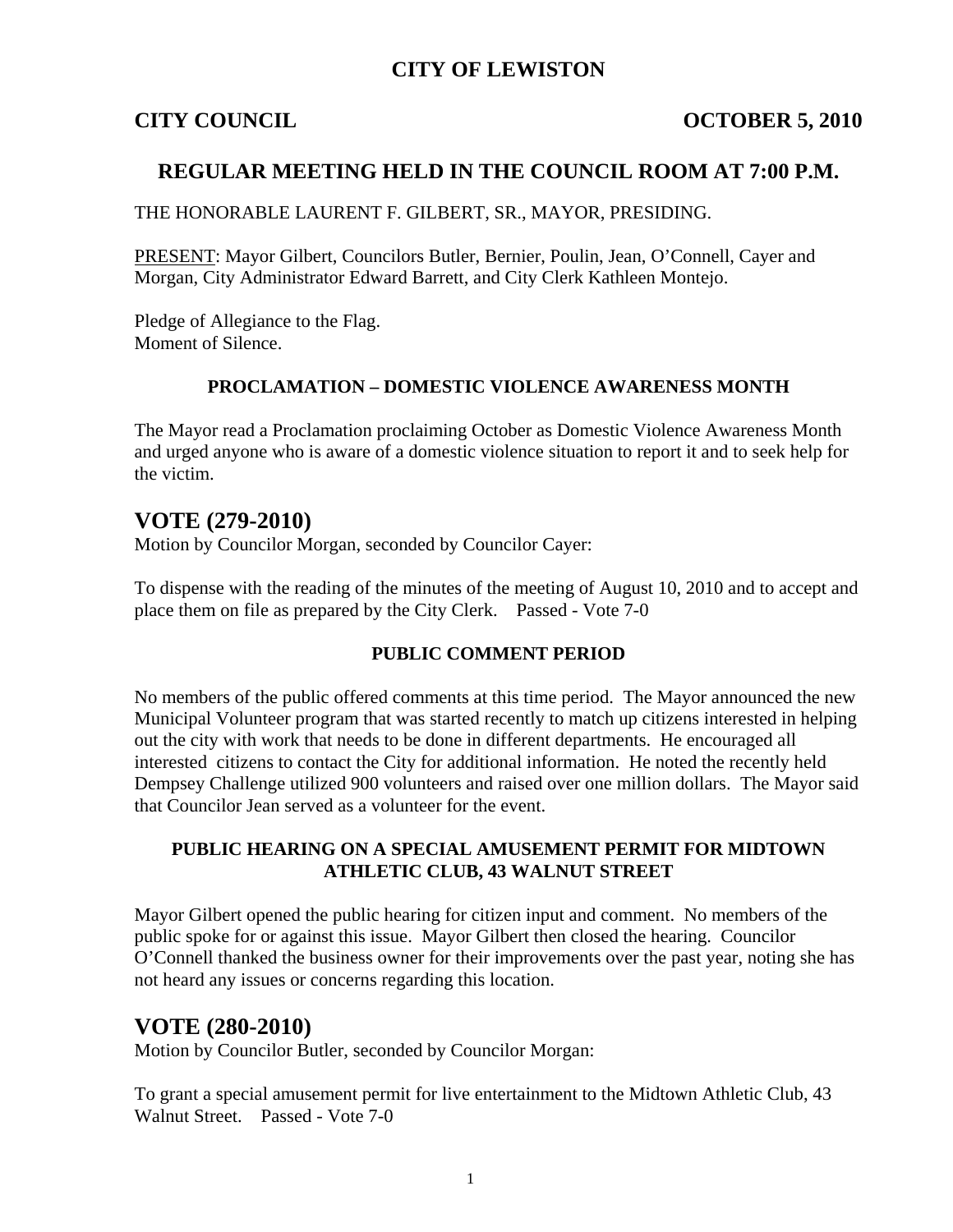# CITY OF LEWISTON

**CITY COUNCIL** **OCTOBER 5, 2010**

## REGULAR MEETING HELD IN THE COUNCIL ROOM AT 7:00 P.M.

THE HONORABLE LAURENT F. GILBERT, SR., MAYOR, PRESIDING.

PRESENT: Mayor Gilbert, Councilors Butler, Bernier, Poulin, Jean, O'Connell, Cayer and Morgan, City Administrator Edward Barrett, and City Clerk Kathleen Montejo.

Pledge of Allegiance to the Flag.
Moment of Silence.

### PROCLAMATION – DOMESTIC VIOLENCE AWARENESS MONTH

The Mayor read a Proclamation proclaiming October as Domestic Violence Awareness Month and urged anyone who is aware of a domestic violence situation to report it and to seek help for the victim.

## VOTE (279-2010)

Motion by Councilor Morgan, seconded by Councilor Cayer:

To dispense with the reading of the minutes of the meeting of August 10, 2010 and to accept and place them on file as prepared by the City Clerk. Passed - Vote 7-0

### PUBLIC COMMENT PERIOD

No members of the public offered comments at this time period. The Mayor announced the new Municipal Volunteer program that was started recently to match up citizens interested in helping out the city with work that needs to be done in different departments. He encouraged all interested citizens to contact the City for additional information. He noted the recently held Dempsey Challenge utilized 900 volunteers and raised over one million dollars. The Mayor said that Councilor Jean served as a volunteer for the event.

### PUBLIC HEARING ON A SPECIAL AMUSEMENT PERMIT FOR MIDTOWN ATHLETIC CLUB, 43 WALNUT STREET

Mayor Gilbert opened the public hearing for citizen input and comment. No members of the public spoke for or against this issue. Mayor Gilbert then closed the hearing. Councilor O'Connell thanked the business owner for their improvements over the past year, noting she has not heard any issues or concerns regarding this location.

## VOTE (280-2010)

Motion by Councilor Butler, seconded by Councilor Morgan:

To grant a special amusement permit for live entertainment to the Midtown Athletic Club, 43 Walnut Street. Passed - Vote 7-0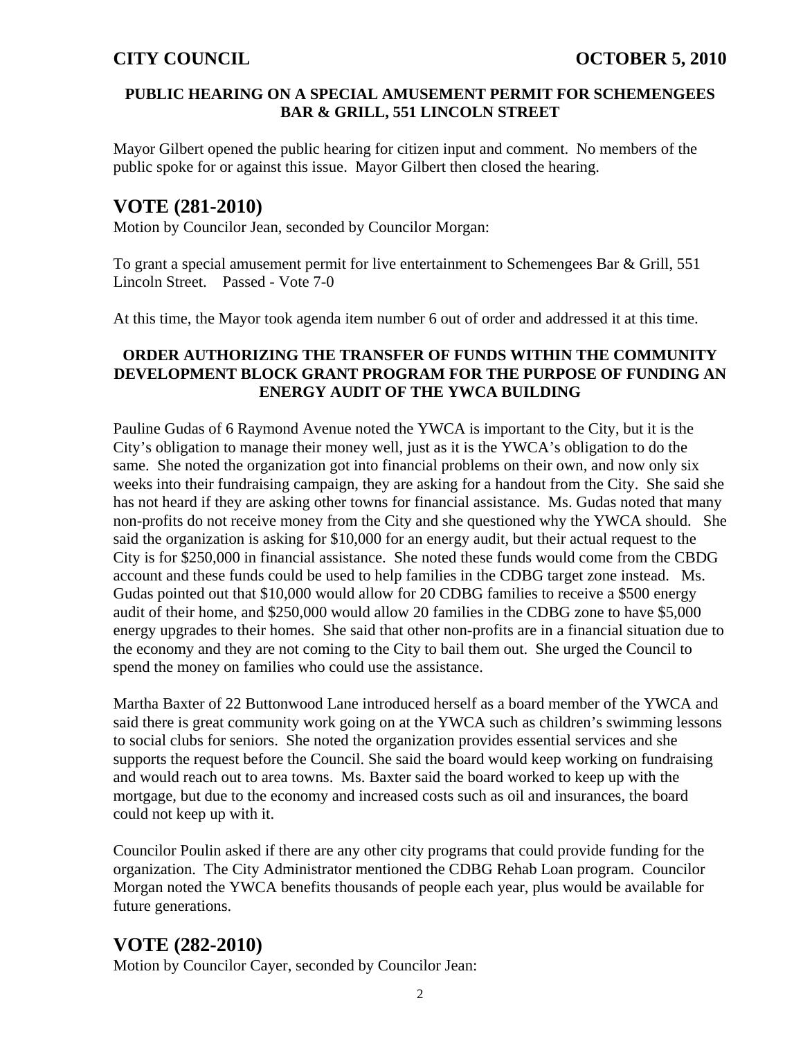### PUBLIC HEARING ON A SPECIAL AMUSEMENT PERMIT FOR SCHEMENGEES BAR & GRILL, 551 LINCOLN STREET

Mayor Gilbert opened the public hearing for citizen input and comment. No members of the public spoke for or against this issue. Mayor Gilbert then closed the hearing.

## VOTE (281-2010)

Motion by Councilor Jean, seconded by Councilor Morgan:

To grant a special amusement permit for live entertainment to Schemengees Bar & Grill, 551 Lincoln Street. Passed - Vote 7-0

At this time, the Mayor took agenda item number 6 out of order and addressed it at this time.

### ORDER AUTHORIZING THE TRANSFER OF FUNDS WITHIN THE COMMUNITY DEVELOPMENT BLOCK GRANT PROGRAM FOR THE PURPOSE OF FUNDING AN ENERGY AUDIT OF THE YWCA BUILDING

Pauline Gudas of 6 Raymond Avenue noted the YWCA is important to the City, but it is the City's obligation to manage their money well, just as it is the YWCA's obligation to do the same. She noted the organization got into financial problems on their own, and now only six weeks into their fundraising campaign, they are asking for a handout from the City. She said she has not heard if they are asking other towns for financial assistance. Ms. Gudas noted that many non-profits do not receive money from the City and she questioned why the YWCA should. She said the organization is asking for $10,000 for an energy audit, but their actual request to the City is for $250,000 in financial assistance. She noted these funds would come from the CBDG account and these funds could be used to help families in the CDBG target zone instead. Ms. Gudas pointed out that $10,000 would allow for 20 CDBG families to receive a $500 energy audit of their home, and $250,000 would allow 20 families in the CDBG zone to have $5,000 energy upgrades to their homes. She said that other non-profits are in a financial situation due to the economy and they are not coming to the City to bail them out. She urged the Council to spend the money on families who could use the assistance.

Martha Baxter of 22 Buttonwood Lane introduced herself as a board member of the YWCA and said there is great community work going on at the YWCA such as children's swimming lessons to social clubs for seniors. She noted the organization provides essential services and she supports the request before the Council. She said the board would keep working on fundraising and would reach out to area towns. Ms. Baxter said the board worked to keep up with the mortgage, but due to the economy and increased costs such as oil and insurances, the board could not keep up with it.

Councilor Poulin asked if there are any other city programs that could provide funding for the organization. The City Administrator mentioned the CDBG Rehab Loan program. Councilor Morgan noted the YWCA benefits thousands of people each year, plus would be available for future generations.

## VOTE (282-2010)

Motion by Councilor Cayer, seconded by Councilor Jean: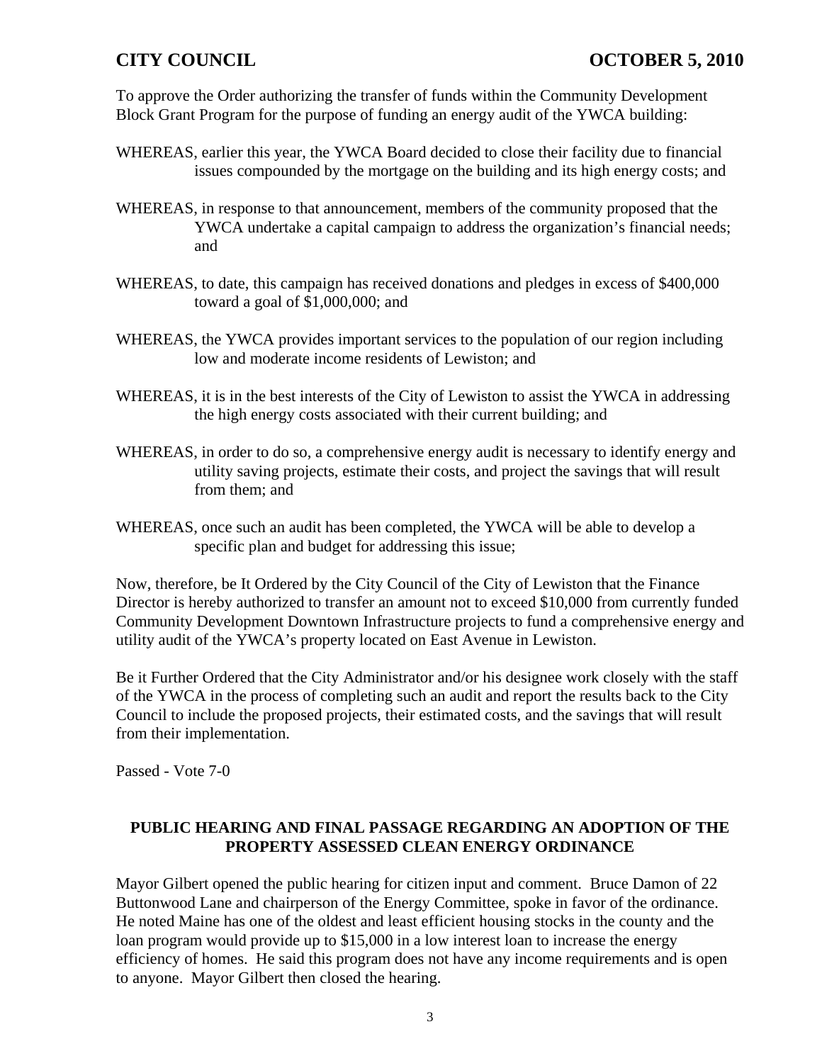To approve the Order authorizing the transfer of funds within the Community Development Block Grant Program for the purpose of funding an energy audit of the YWCA building:

WHEREAS, earlier this year, the YWCA Board decided to close their facility due to financial issues compounded by the mortgage on the building and its high energy costs; and

WHEREAS, in response to that announcement, members of the community proposed that the YWCA undertake a capital campaign to address the organization's financial needs; and

WHEREAS, to date, this campaign has received donations and pledges in excess of $400,000 toward a goal of $1,000,000; and

WHEREAS, the YWCA provides important services to the population of our region including low and moderate income residents of Lewiston; and

WHEREAS, it is in the best interests of the City of Lewiston to assist the YWCA in addressing the high energy costs associated with their current building; and

WHEREAS, in order to do so, a comprehensive energy audit is necessary to identify energy and utility saving projects, estimate their costs, and project the savings that will result from them; and

WHEREAS, once such an audit has been completed, the YWCA will be able to develop a specific plan and budget for addressing this issue;

Now, therefore, be It Ordered by the City Council of the City of Lewiston that the Finance Director is hereby authorized to transfer an amount not to exceed $10,000 from currently funded Community Development Downtown Infrastructure projects to fund a comprehensive energy and utility audit of the YWCA's property located on East Avenue in Lewiston.

Be it Further Ordered that the City Administrator and/or his designee work closely with the staff of the YWCA in the process of completing such an audit and report the results back to the City Council to include the proposed projects, their estimated costs, and the savings that will result from their implementation.

Passed - Vote 7-0

## PUBLIC HEARING AND FINAL PASSAGE REGARDING AN ADOPTION OF THE PROPERTY ASSESSED CLEAN ENERGY ORDINANCE

Mayor Gilbert opened the public hearing for citizen input and comment. Bruce Damon of 22 Buttonwood Lane and chairperson of the Energy Committee, spoke in favor of the ordinance. He noted Maine has one of the oldest and least efficient housing stocks in the county and the loan program would provide up to $15,000 in a low interest loan to increase the energy efficiency of homes. He said this program does not have any income requirements and is open to anyone. Mayor Gilbert then closed the hearing.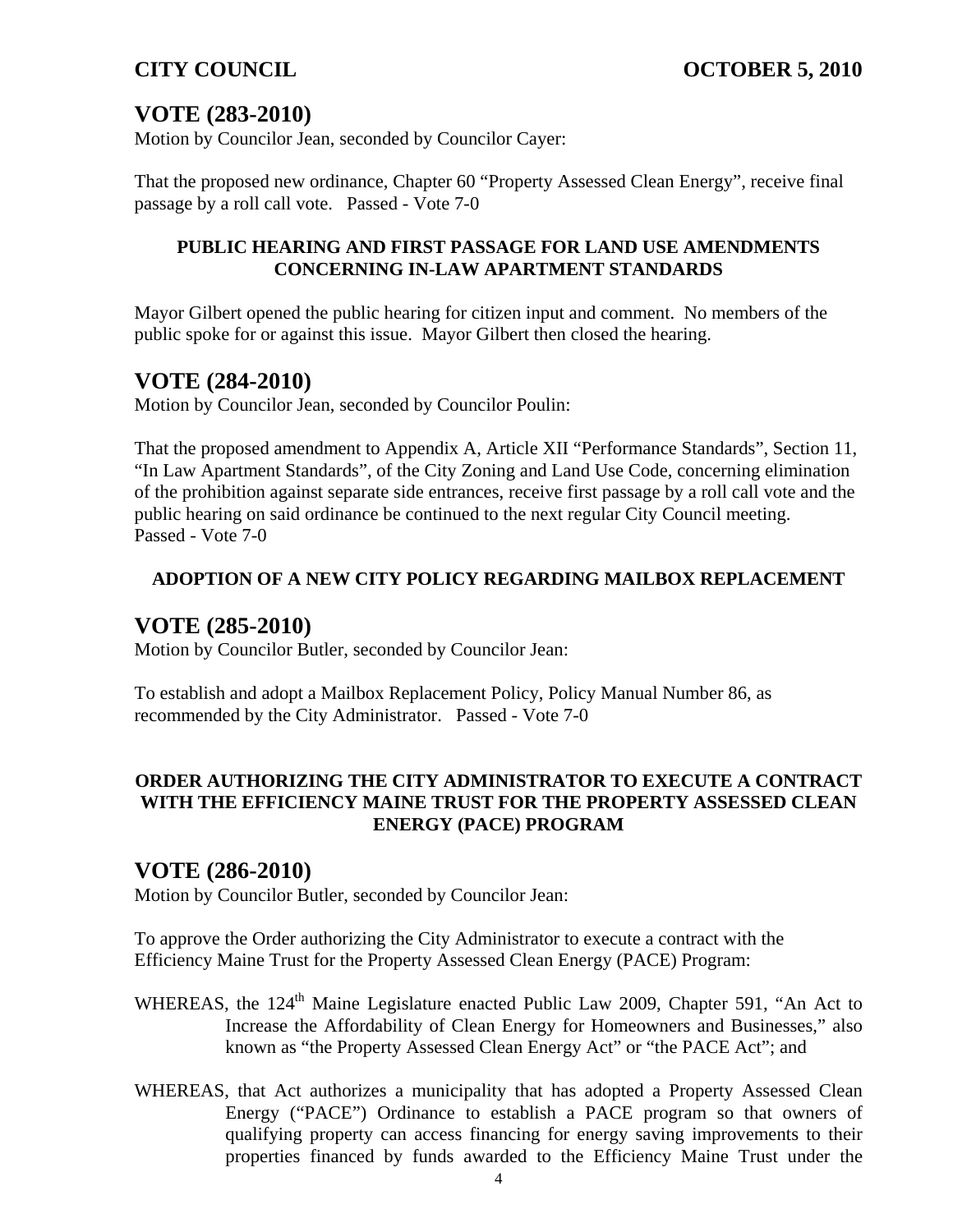## VOTE (283-2010)

Motion by Councilor Jean, seconded by Councilor Cayer:

That the proposed new ordinance, Chapter 60 "Property Assessed Clean Energy", receive final passage by a roll call vote. Passed - Vote 7-0

**PUBLIC HEARING AND FIRST PASSAGE FOR LAND USE AMENDMENTS CONCERNING IN-LAW APARTMENT STANDARDS**

Mayor Gilbert opened the public hearing for citizen input and comment. No members of the public spoke for or against this issue. Mayor Gilbert then closed the hearing.

## VOTE (284-2010)

Motion by Councilor Jean, seconded by Councilor Poulin:

That the proposed amendment to Appendix A, Article XII "Performance Standards", Section 11, "In Law Apartment Standards", of the City Zoning and Land Use Code, concerning elimination of the prohibition against separate side entrances, receive first passage by a roll call vote and the public hearing on said ordinance be continued to the next regular City Council meeting. Passed - Vote 7-0

**ADOPTION OF A NEW CITY POLICY REGARDING MAILBOX REPLACEMENT**

## VOTE (285-2010)

Motion by Councilor Butler, seconded by Councilor Jean:

To establish and adopt a Mailbox Replacement Policy, Policy Manual Number 86, as recommended by the City Administrator. Passed - Vote 7-0

**ORDER AUTHORIZING THE CITY ADMINISTRATOR TO EXECUTE A CONTRACT WITH THE EFFICIENCY MAINE TRUST FOR THE PROPERTY ASSESSED CLEAN ENERGY (PACE) PROGRAM**

## VOTE (286-2010)

Motion by Councilor Butler, seconded by Councilor Jean:

To approve the Order authorizing the City Administrator to execute a contract with the Efficiency Maine Trust for the Property Assessed Clean Energy (PACE) Program:

WHEREAS, the 124th Maine Legislature enacted Public Law 2009, Chapter 591, "An Act to Increase the Affordability of Clean Energy for Homeowners and Businesses," also known as "the Property Assessed Clean Energy Act" or "the PACE Act"; and

WHEREAS, that Act authorizes a municipality that has adopted a Property Assessed Clean Energy ("PACE") Ordinance to establish a PACE program so that owners of qualifying property can access financing for energy saving improvements to their properties financed by funds awarded to the Efficiency Maine Trust under the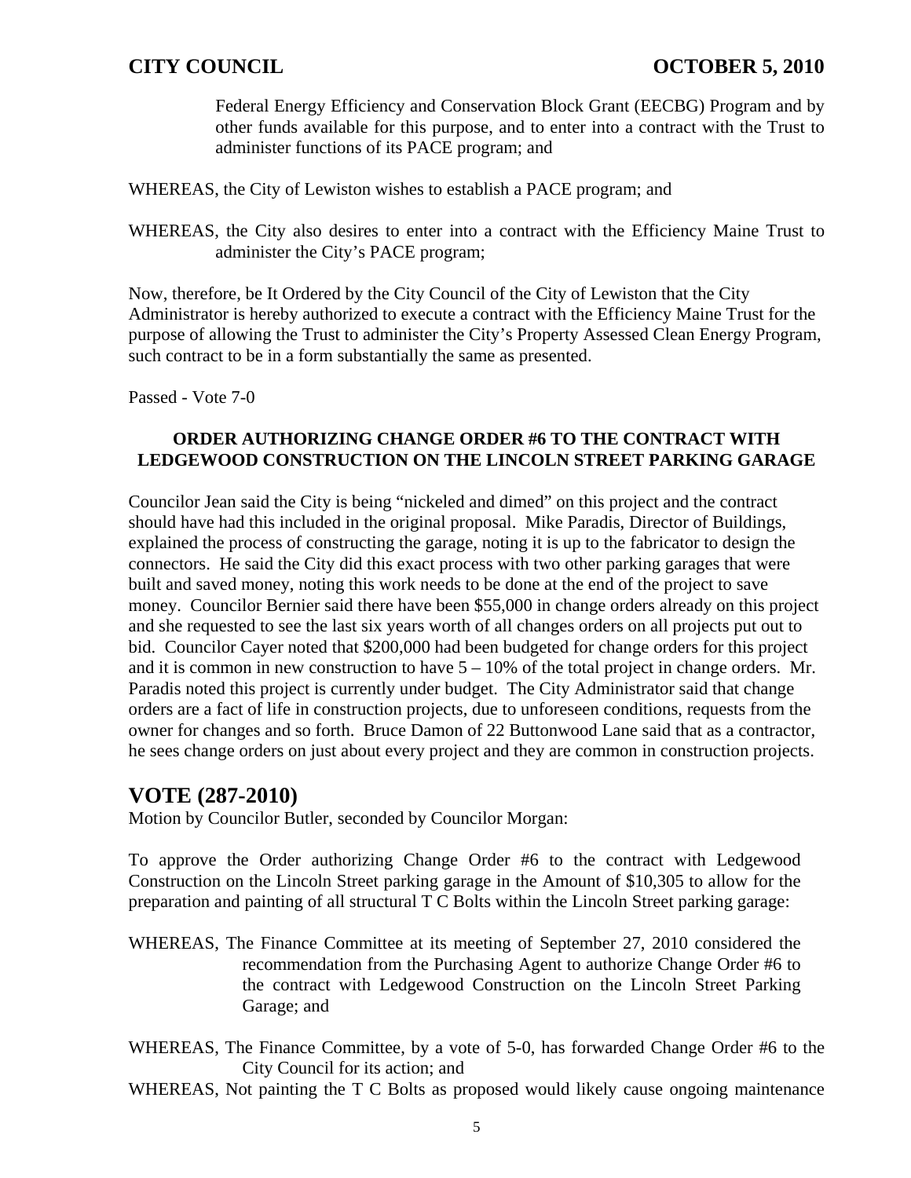Federal Energy Efficiency and Conservation Block Grant (EECBG) Program and by other funds available for this purpose, and to enter into a contract with the Trust to administer functions of its PACE program; and

WHEREAS, the City of Lewiston wishes to establish a PACE program; and

WHEREAS, the City also desires to enter into a contract with the Efficiency Maine Trust to administer the City's PACE program;

Now, therefore, be It Ordered by the City Council of the City of Lewiston that the City Administrator is hereby authorized to execute a contract with the Efficiency Maine Trust for the purpose of allowing the Trust to administer the City's Property Assessed Clean Energy Program, such contract to be in a form substantially the same as presented.

Passed - Vote 7-0

**ORDER AUTHORIZING CHANGE ORDER #6 TO THE CONTRACT WITH LEDGEWOOD CONSTRUCTION ON THE LINCOLN STREET PARKING GARAGE**

Councilor Jean said the City is being "nickeled and dimed" on this project and the contract should have had this included in the original proposal. Mike Paradis, Director of Buildings, explained the process of constructing the garage, noting it is up to the fabricator to design the connectors. He said the City did this exact process with two other parking garages that were built and saved money, noting this work needs to be done at the end of the project to save money. Councilor Bernier said there have been $55,000 in change orders already on this project and she requested to see the last six years worth of all changes orders on all projects put out to bid. Councilor Cayer noted that $200,000 had been budgeted for change orders for this project and it is common in new construction to have 5 – 10% of the total project in change orders. Mr. Paradis noted this project is currently under budget. The City Administrator said that change orders are a fact of life in construction projects, due to unforeseen conditions, requests from the owner for changes and so forth. Bruce Damon of 22 Buttonwood Lane said that as a contractor, he sees change orders on just about every project and they are common in construction projects.

## VOTE (287-2010)

Motion by Councilor Butler, seconded by Councilor Morgan:

To approve the Order authorizing Change Order #6 to the contract with Ledgewood Construction on the Lincoln Street parking garage in the Amount of $10,305 to allow for the preparation and painting of all structural T C Bolts within the Lincoln Street parking garage:

WHEREAS, The Finance Committee at its meeting of September 27, 2010 considered the recommendation from the Purchasing Agent to authorize Change Order #6 to the contract with Ledgewood Construction on the Lincoln Street Parking Garage; and

WHEREAS, The Finance Committee, by a vote of 5-0, has forwarded Change Order #6 to the City Council for its action; and

WHEREAS, Not painting the T C Bolts as proposed would likely cause ongoing maintenance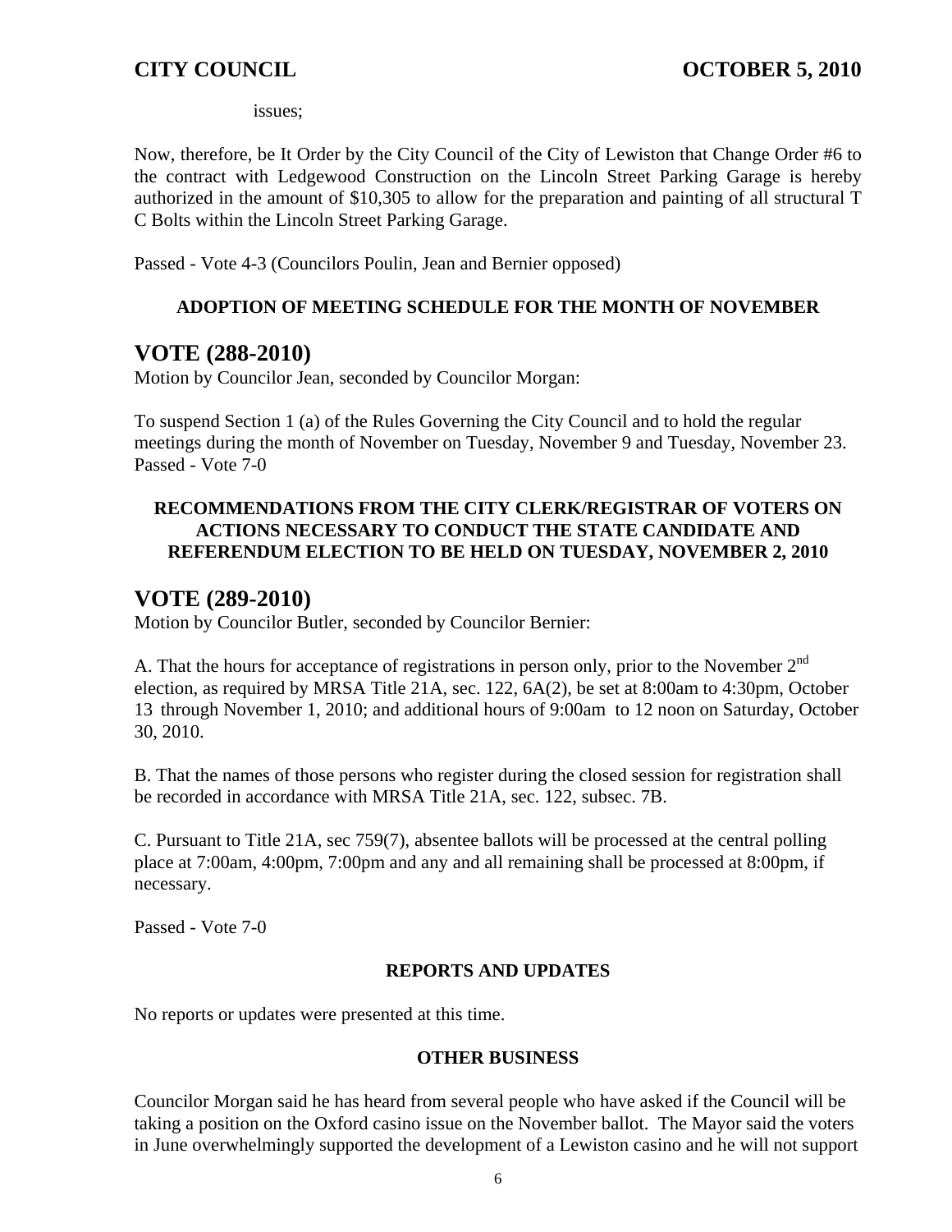issues;

Now, therefore, be It Order by the City Council of the City of Lewiston that Change Order #6 to the contract with Ledgewood Construction on the Lincoln Street Parking Garage is hereby authorized in the amount of $10,305 to allow for the preparation and painting of all structural T C Bolts within the Lincoln Street Parking Garage.

Passed - Vote 4-3 (Councilors Poulin, Jean and Bernier opposed)

**ADOPTION OF MEETING SCHEDULE FOR THE MONTH OF NOVEMBER**

## VOTE (288-2010)

Motion by Councilor Jean, seconded by Councilor Morgan:

To suspend Section 1 (a) of the Rules Governing the City Council and to hold the regular meetings during the month of November on Tuesday, November 9 and Tuesday, November 23.
Passed - Vote 7-0

**RECOMMENDATIONS FROM THE CITY CLERK/REGISTRAR OF VOTERS ON ACTIONS NECESSARY TO CONDUCT THE STATE CANDIDATE AND REFERENDUM ELECTION TO BE HELD ON TUESDAY, NOVEMBER 2, 2010**

## VOTE (289-2010)

Motion by Councilor Butler, seconded by Councilor Bernier:

A. That the hours for acceptance of registrations in person only, prior to the November 2nd election, as required by MRSA Title 21A, sec. 122, 6A(2), be set at 8:00am to 4:30pm, October 13 through November 1, 2010; and additional hours of 9:00am to 12 noon on Saturday, October 30, 2010.

B. That the names of those persons who register during the closed session for registration shall be recorded in accordance with MRSA Title 21A, sec. 122, subsec. 7B.

C. Pursuant to Title 21A, sec 759(7), absentee ballots will be processed at the central polling place at 7:00am, 4:00pm, 7:00pm and any and all remaining shall be processed at 8:00pm, if necessary.

Passed - Vote 7-0

**REPORTS AND UPDATES**

No reports or updates were presented at this time.

**OTHER BUSINESS**

Councilor Morgan said he has heard from several people who have asked if the Council will be taking a position on the Oxford casino issue on the November ballot. The Mayor said the voters in June overwhelmingly supported the development of a Lewiston casino and he will not support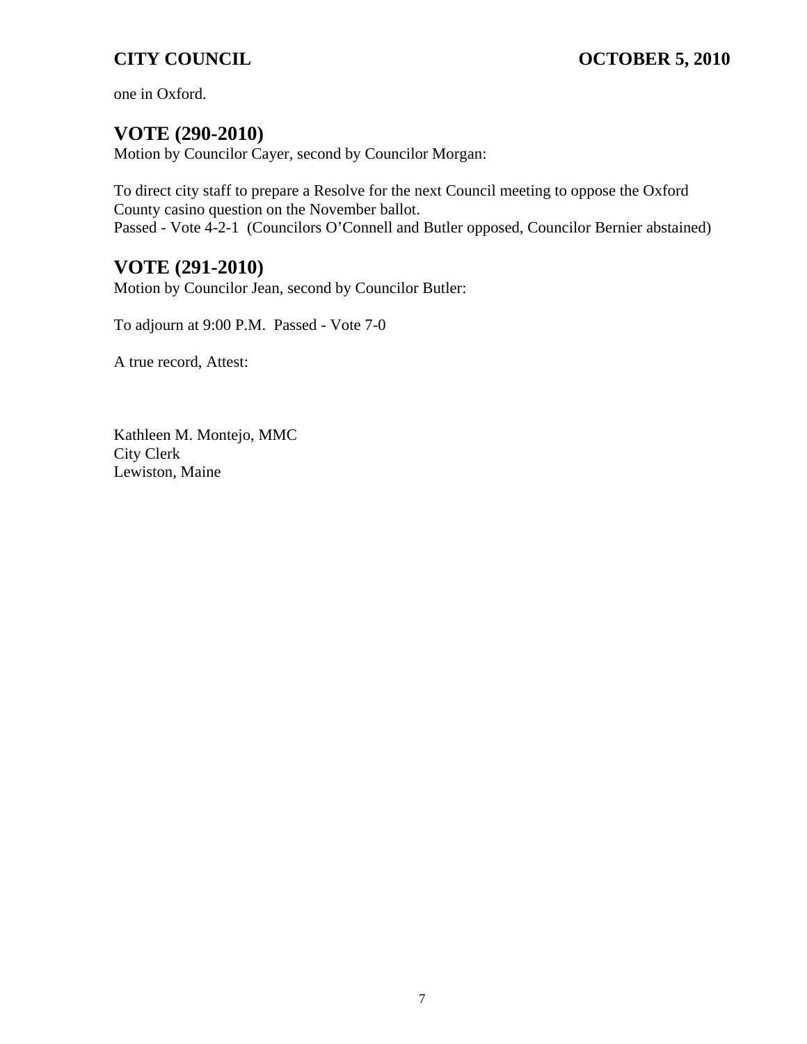one in Oxford.

## VOTE (290-2010)

Motion by Councilor Cayer, second by Councilor Morgan:

To direct city staff to prepare a Resolve for the next Council meeting to oppose the Oxford County casino question on the November ballot.
Passed - Vote 4-2-1 (Councilors O'Connell and Butler opposed, Councilor Bernier abstained)

## VOTE (291-2010)

Motion by Councilor Jean, second by Councilor Butler:

To adjourn at 9:00 P.M. Passed - Vote 7-0

A true record, Attest:

Kathleen M. Montejo, MMC
City Clerk
Lewiston, Maine